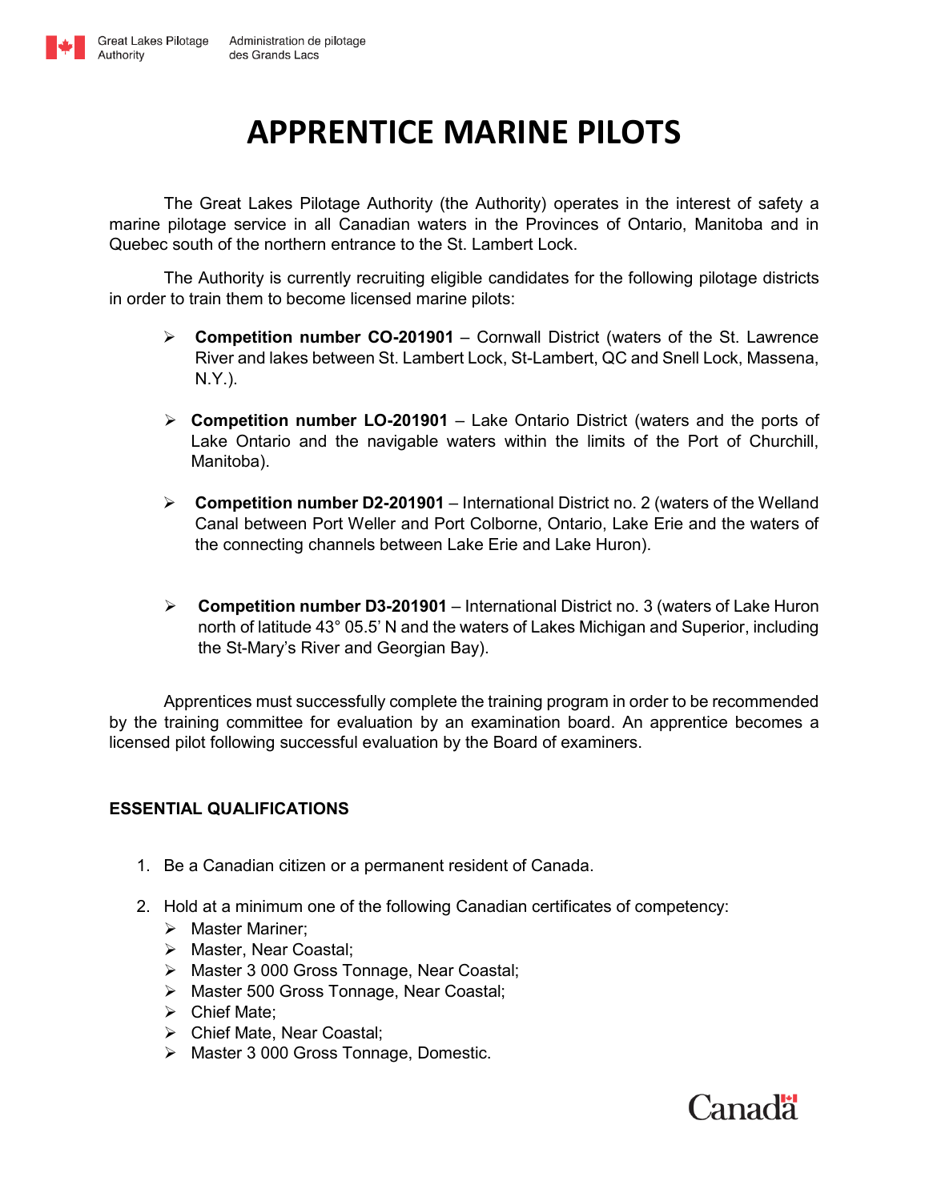# APPRENTICE MARINE PILOTS

The Great Lakes Pilotage Authority (the Authority) operates in the interest of safety a marine pilotage service in all Canadian waters in the Provinces of Ontario, Manitoba and in Quebec south of the northern entrance to the St. Lambert Lock.

The Authority is currently recruiting eligible candidates for the following pilotage districts in order to train them to become licensed marine pilots:

- **Competition number CO-201901** – Cornwall District (waters of the St. Lawrence River and lakes between St. Lambert Lock, St-Lambert, QC and Snell Lock, Massena, N.Y.).
- **Competition number LO-201901** – Lake Ontario District (waters and the ports of Lake Ontario and the navigable waters within the limits of the Port of Churchill, Manitoba).
- **Competition number D2-201901** – International District no. 2 (waters of the Welland Canal between Port Weller and Port Colborne, Ontario, Lake Erie and the waters of the connecting channels between Lake Erie and Lake Huron).
- **Competition number D3-201901** – International District no. 3 (waters of Lake Huron north of latitude 43° 05.5' N and the waters of Lakes Michigan and Superior, including the St-Mary's River and Georgian Bay).

Apprentices must successfully complete the training program in order to be recommended by the training committee for evaluation by an examination board. An apprentice becomes a licensed pilot following successful evaluation by the Board of examiners.

## ESSENTIAL QUALIFICATIONS

1. Be a Canadian citizen or a permanent resident of Canada.
2. Hold at a minimum one of the following Canadian certificates of competency:
   - Master Mariner;
   - Master, Near Coastal;
   - Master 3 000 Gross Tonnage, Near Coastal;
   - Master 500 Gross Tonnage, Near Coastal;
   - Chief Mate;
   - Chief Mate, Near Coastal;
   - Master 3 000 Gross Tonnage, Domestic.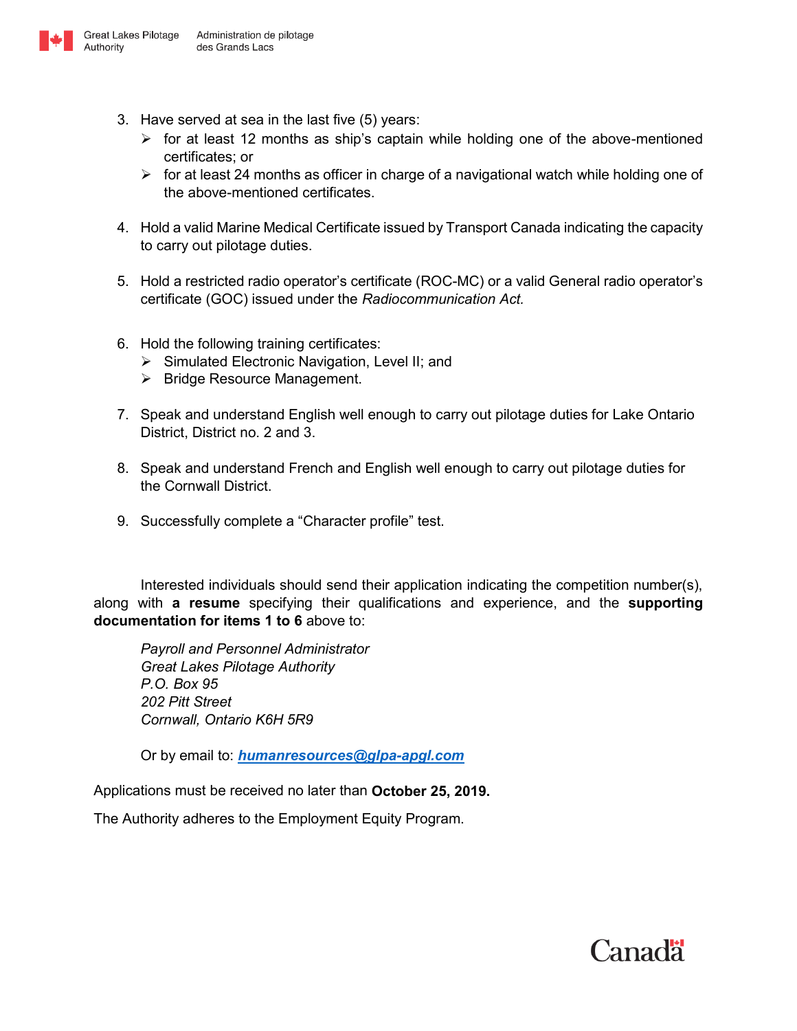3. Have served at sea in the last five (5) years:
   - for at least 12 months as ship's captain while holding one of the above-mentioned certificates; or
   - for at least 24 months as officer in charge of a navigational watch while holding one of the above-mentioned certificates.

4. Hold a valid Marine Medical Certificate issued by Transport Canada indicating the capacity to carry out pilotage duties.

5. Hold a restricted radio operator's certificate (ROC-MC) or a valid General radio operator's certificate (GOC) issued under the *Radiocommunication Act.*

6. Hold the following training certificates:
   - Simulated Electronic Navigation, Level II; and
   - Bridge Resource Management.

7. Speak and understand English well enough to carry out pilotage duties for Lake Ontario District, District no. 2 and 3.

8. Speak and understand French and English well enough to carry out pilotage duties for the Cornwall District.

9. Successfully complete a "Character profile" test.

Interested individuals should send their application indicating the competition number(s), along with **a resume** specifying their qualifications and experience, and the **supporting documentation for items 1 to 6** above to:

*Payroll and Personnel Administrator*
*Great Lakes Pilotage Authority*
*P.O. Box 95*
*202 Pitt Street*
*Cornwall, Ontario K6H 5R9*

Or by email to: ***humanresources@glpa-apgl.com***

Applications must be received no later than **October 25, 2019.**

The Authority adheres to the Employment Equity Program.